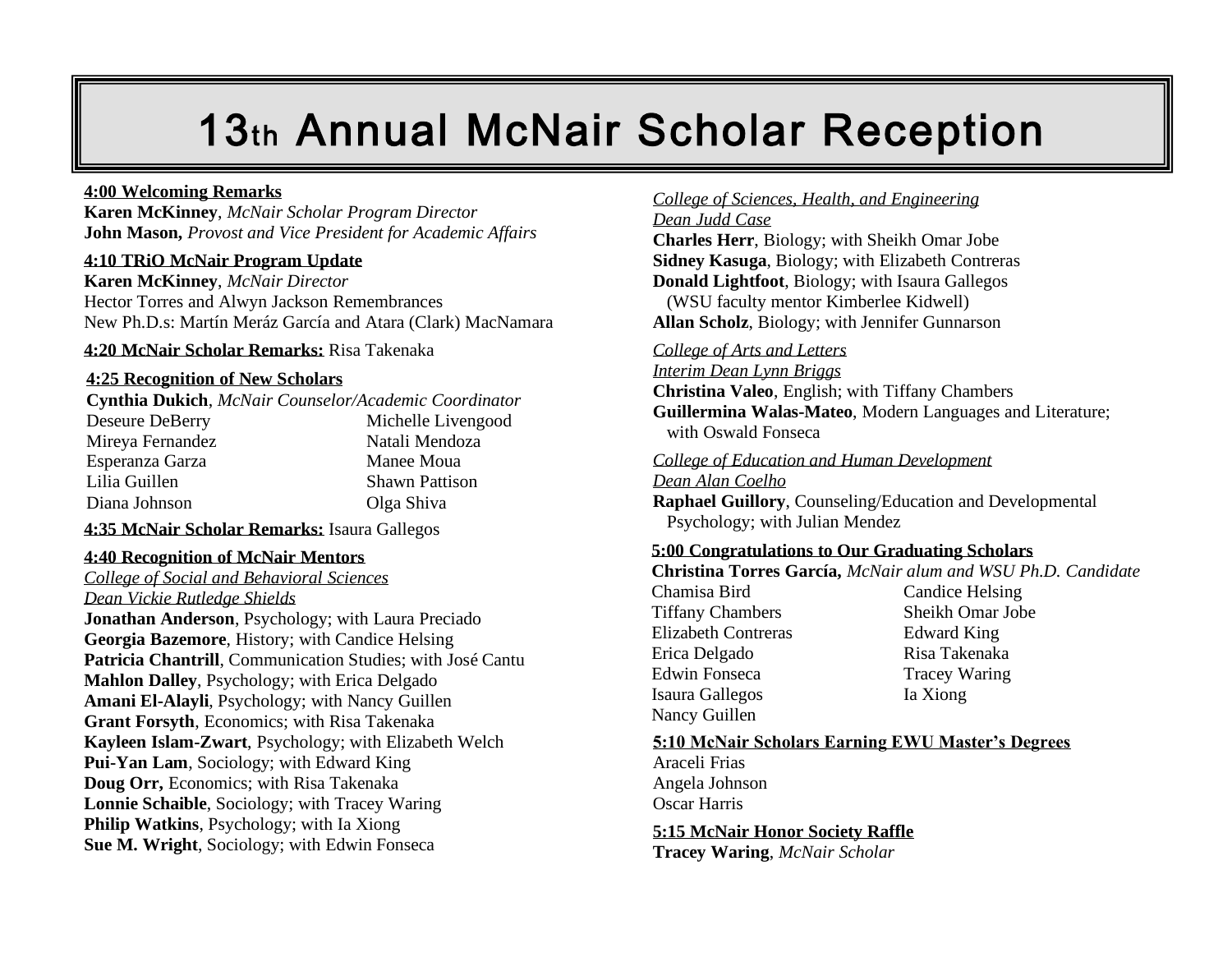# 13th Annual McNair Scholar Reception

**4:00 Welcoming Remarks**

**Karen McKinney**, *McNair Scholar Program Director*
**John Mason,** *Provost and Vice President for Academic Affairs*

**4:10 TRiO McNair Program Update**

**Karen McKinney**, *McNair Director*
Hector Torres and Alwyn Jackson Remembrances
New Ph.D.s: Martín Meráz García and Atara (Clark) MacNamara

**4:20 McNair Scholar Remarks:** Risa Takenaka

**4:25 Recognition of New Scholars**

**Cynthia Dukich**, *McNair Counselor/Academic Coordinator*

Deseure DeBerry
Mireya Fernandez
Esperanza Garza
Lilia Guillen
Diana Johnson
Michelle Livengood
Natali Mendoza
Manee Moua
Shawn Pattison
Olga Shiva

**4:35 McNair Scholar Remarks:** Isaura Gallegos

**4:40 Recognition of McNair Mentors**

*College of Social and Behavioral Sciences*
*Dean Vickie Rutledge Shields*

**Jonathan Anderson**, Psychology; with Laura Preciado
**Georgia Bazemore**, History; with Candice Helsing
**Patricia Chantrill**, Communication Studies; with José Cantu
**Mahlon Dalley**, Psychology; with Erica Delgado
**Amani El-Alayli**, Psychology; with Nancy Guillen
**Grant Forsyth**, Economics; with Risa Takenaka
**Kayleen Islam-Zwart**, Psychology; with Elizabeth Welch
**Pui-Yan Lam**, Sociology; with Edward King
**Doug Orr,** Economics; with Risa Takenaka
**Lonnie Schaible**, Sociology; with Tracey Waring
**Philip Watkins**, Psychology; with Ia Xiong
**Sue M. Wright**, Sociology; with Edwin Fonseca

*College of Sciences, Health, and Engineering*
*Dean Judd Case*

**Charles Herr**, Biology; with Sheikh Omar Jobe
**Sidney Kasuga**, Biology; with Elizabeth Contreras
**Donald Lightfoot**, Biology; with Isaura Gallegos (WSU faculty mentor Kimberlee Kidwell)
**Allan Scholz**, Biology; with Jennifer Gunnarson

*College of Arts and Letters*
*Interim Dean Lynn Briggs*

**Christina Valeo**, English; with Tiffany Chambers
**Guillermina Walas-Mateo**, Modern Languages and Literature; with Oswald Fonseca

*College of Education and Human Development*
*Dean Alan Coelho*

**Raphael Guillory**, Counseling/Education and Developmental Psychology; with Julian Mendez

**5:00 Congratulations to Our Graduating Scholars**

**Christina Torres García,** *McNair alum and WSU Ph.D. Candidate*

Chamisa Bird
Tiffany Chambers
Elizabeth Contreras
Erica Delgado
Edwin Fonseca
Isaura Gallegos
Nancy Guillen
Candice Helsing
Sheikh Omar Jobe
Edward King
Risa Takenaka
Tracey Waring
Ia Xiong

**5:10 McNair Scholars Earning EWU Master's Degrees**

Araceli Frias
Angela Johnson
Oscar Harris

**5:15 McNair Honor Society Raffle**

**Tracey Waring**, *McNair Scholar*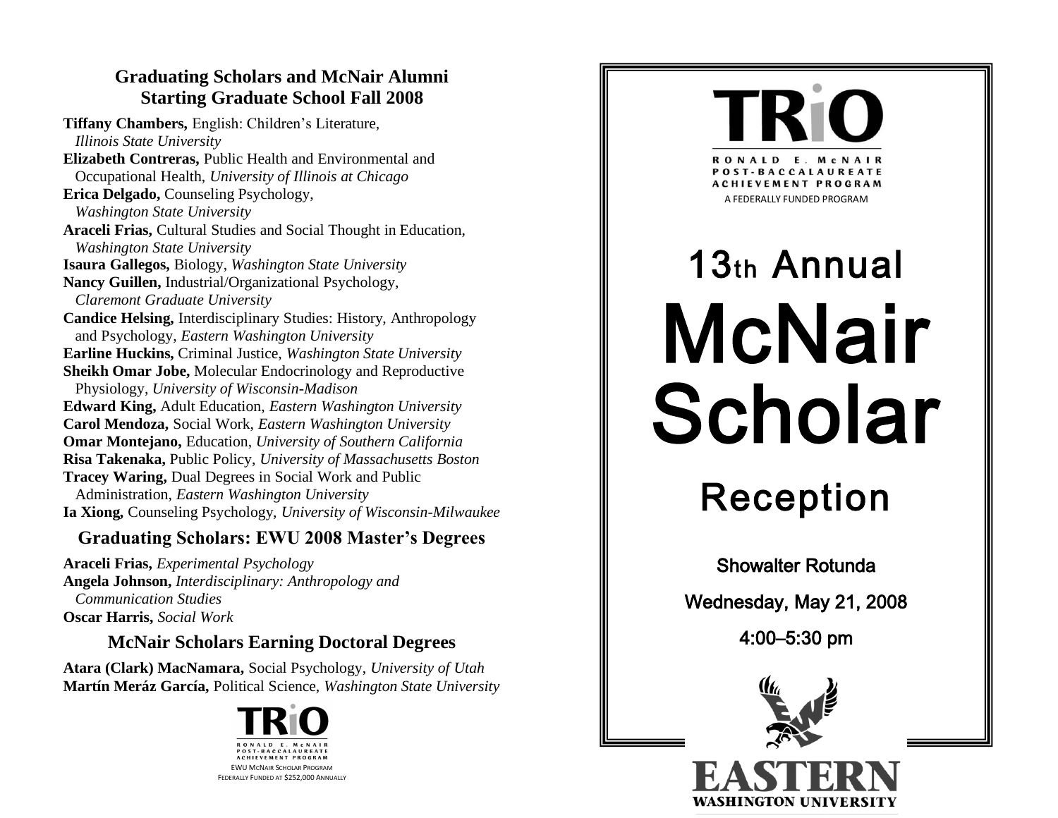## Graduating Scholars and McNair Alumni Starting Graduate School Fall 2008

**Tiffany Chambers,** English: Children's Literature, *Illinois State University*
**Elizabeth Contreras,** Public Health and Environmental and Occupational Health, *University of Illinois at Chicago*
**Erica Delgado,** Counseling Psychology, *Washington State University*
**Araceli Frias,** Cultural Studies and Social Thought in Education, *Washington State University*
**Isaura Gallegos,** Biology, *Washington State University*
**Nancy Guillen,** Industrial/Organizational Psychology, *Claremont Graduate University*
**Candice Helsing,** Interdisciplinary Studies: History, Anthropology and Psychology, *Eastern Washington University*
**Earline Huckins,** Criminal Justice, *Washington State University*
**Sheikh Omar Jobe,** Molecular Endocrinology and Reproductive Physiology, *University of Wisconsin-Madison*
**Edward King,** Adult Education, *Eastern Washington University*
**Carol Mendoza,** Social Work, *Eastern Washington University*
**Omar Montejano,** Education, *University of Southern California*
**Risa Takenaka,** Public Policy, *University of Massachusetts Boston*
**Tracey Waring,** Dual Degrees in Social Work and Public Administration, *Eastern Washington University*
**Ia Xiong,** Counseling Psychology, *University of Wisconsin-Milwaukee*

## Graduating Scholars: EWU 2008 Master's Degrees

**Araceli Frias,** *Experimental Psychology*
**Angela Johnson,** *Interdisciplinary: Anthropology and Communication Studies*
**Oscar Harris,** *Social Work*

## McNair Scholars Earning Doctoral Degrees

**Atara (Clark) MacNamara,** Social Psychology, *University of Utah*
**Martín Meráz García,** Political Science, *Washington State University*

TRiO
RONALD E. McNAIR POST-BACCALAUREATE ACHIEVEMENT PROGRAM
EWU McNAIR SCHOLAR PROGRAM
FEDERALLY FUNDED AT $252,000 ANNUALLY

TRiO
RONALD E. McNAIR POST-BACCALAUREATE ACHIEVEMENT PROGRAM
A FEDERALLY FUNDED PROGRAM

# 13th Annual McNair Scholar Reception

Showalter Rotunda

Wednesday, May 21, 2008

4:00–5:30 pm

EASTERN WASHINGTON UNIVERSITY